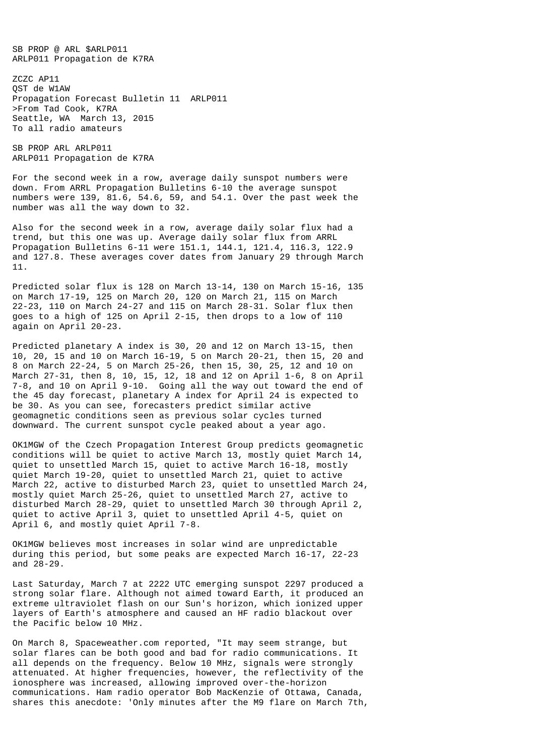SB PROP @ ARL $ARLP011
ARLP011 Propagation de K7RA

ZCZC AP11
QST de W1AW
Propagation Forecast Bulletin 11 ARLP011
>From Tad Cook, K7RA
Seattle, WA March 13, 2015
To all radio amateurs

SB PROP ARL ARLP011
ARLP011 Propagation de K7RA

For the second week in a row, average daily sunspot numbers were down. From ARRL Propagation Bulletins 6-10 the average sunspot numbers were 139, 81.6, 54.6, 59, and 54.1. Over the past week the number was all the way down to 32.

Also for the second week in a row, average daily solar flux had a trend, but this one was up. Average daily solar flux from ARRL Propagation Bulletins 6-11 were 151.1, 144.1, 121.4, 116.3, 122.9 and 127.8. These averages cover dates from January 29 through March 11.

Predicted solar flux is 128 on March 13-14, 130 on March 15-16, 135 on March 17-19, 125 on March 20, 120 on March 21, 115 on March 22-23, 110 on March 24-27 and 115 on March 28-31. Solar flux then goes to a high of 125 on April 2-15, then drops to a low of 110 again on April 20-23.

Predicted planetary A index is 30, 20 and 12 on March 13-15, then 10, 20, 15 and 10 on March 16-19, 5 on March 20-21, then 15, 20 and 8 on March 22-24, 5 on March 25-26, then 15, 30, 25, 12 and 10 on March 27-31, then 8, 10, 15, 12, 18 and 12 on April 1-6, 8 on April 7-8, and 10 on April 9-10. Going all the way out toward the end of the 45 day forecast, planetary A index for April 24 is expected to be 30. As you can see, forecasters predict similar active geomagnetic conditions seen as previous solar cycles turned downward. The current sunspot cycle peaked about a year ago.

OK1MGW of the Czech Propagation Interest Group predicts geomagnetic conditions will be quiet to active March 13, mostly quiet March 14, quiet to unsettled March 15, quiet to active March 16-18, mostly quiet March 19-20, quiet to unsettled March 21, quiet to active March 22, active to disturbed March 23, quiet to unsettled March 24, mostly quiet March 25-26, quiet to unsettled March 27, active to disturbed March 28-29, quiet to unsettled March 30 through April 2, quiet to active April 3, quiet to unsettled April 4-5, quiet on April 6, and mostly quiet April 7-8.

OK1MGW believes most increases in solar wind are unpredictable during this period, but some peaks are expected March 16-17, 22-23 and 28-29.

Last Saturday, March 7 at 2222 UTC emerging sunspot 2297 produced a strong solar flare. Although not aimed toward Earth, it produced an extreme ultraviolet flash on our Sun's horizon, which ionized upper layers of Earth's atmosphere and caused an HF radio blackout over the Pacific below 10 MHz.

On March 8, Spaceweather.com reported, "It may seem strange, but solar flares can be both good and bad for radio communications. It all depends on the frequency. Below 10 MHz, signals were strongly attenuated. At higher frequencies, however, the reflectivity of the ionosphere was increased, allowing improved over-the-horizon communications. Ham radio operator Bob MacKenzie of Ottawa, Canada, shares this anecdote: 'Only minutes after the M9 flare on March 7th,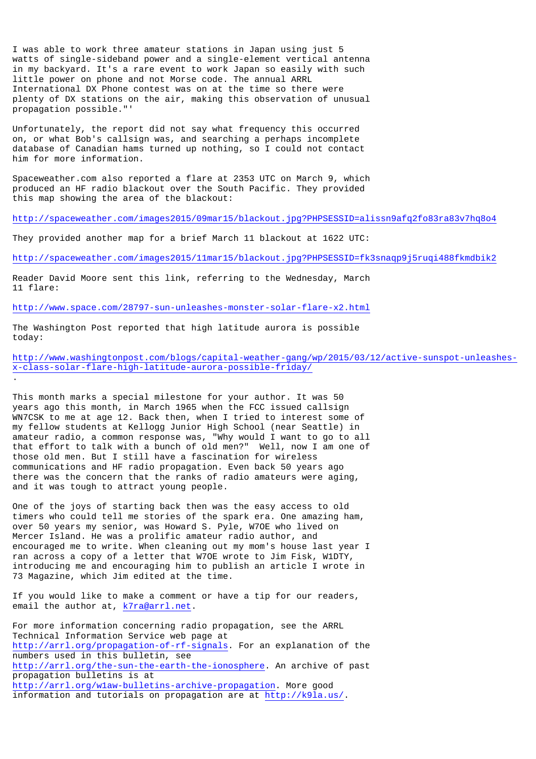I was able to work three amateur stations in Japan using just 5 watts of single-sideband power and a single-element vertical antenna in my backyard. It's a rare event to work Japan so easily with such little power on phone and not Morse code. The annual ARRL International DX Phone contest was on at the time so there were plenty of DX stations on the air, making this observation of unusual propagation possible."'

Unfortunately, the report did not say what frequency this occurred on, or what Bob's callsign was, and searching a perhaps incomplete database of Canadian hams turned up nothing, so I could not contact him for more information.

Spaceweather.com also reported a flare at 2353 UTC on March 9, which produced an HF radio blackout over the South Pacific. They provided this map showing the area of the blackout:

http://spaceweather.com/images2015/09mar15/blackout.jpg?PHPSESSID=alissn9afq2fo83ra83v7hq8o4

They provided another map for a brief March 11 blackout at 1622 UTC:

http://spaceweather.com/images2015/11mar15/blackout.jpg?PHPSESSID=fk3snaqp9j5ruqi488fkmdbik2

Reader David Moore sent this link, referring to the Wednesday, March 11 flare:

http://www.space.com/28797-sun-unleashes-monster-solar-flare-x2.html

The Washington Post reported that high latitude aurora is possible today:

http://www.washingtonpost.com/blogs/capital-weather-gang/wp/2015/03/12/active-sunspot-unleashes-x-class-solar-flare-high-latitude-aurora-possible-friday/
.

This month marks a special milestone for your author. It was 50 years ago this month, in March 1965 when the FCC issued callsign WN7CSK to me at age 12. Back then, when I tried to interest some of my fellow students at Kellogg Junior High School (near Seattle) in amateur radio, a common response was, "Why would I want to go to all that effort to talk with a bunch of old men?" Well, now I am one of those old men. But I still have a fascination for wireless communications and HF radio propagation. Even back 50 years ago there was the concern that the ranks of radio amateurs were aging, and it was tough to attract young people.

One of the joys of starting back then was the easy access to old timers who could tell me stories of the spark era. One amazing ham, over 50 years my senior, was Howard S. Pyle, W7OE who lived on Mercer Island. He was a prolific amateur radio author, and encouraged me to write. When cleaning out my mom's house last year I ran across a copy of a letter that W7OE wrote to Jim Fisk, W1DTY, introducing me and encouraging him to publish an article I wrote in 73 Magazine, which Jim edited at the time.

If you would like to make a comment or have a tip for our readers, email the author at, k7ra@arrl.net.

For more information concerning radio propagation, see the ARRL Technical Information Service web page at http://arrl.org/propagation-of-rf-signals. For an explanation of the numbers used in this bulletin, see http://arrl.org/the-sun-the-earth-the-ionosphere. An archive of past propagation bulletins is at http://arrl.org/w1aw-bulletins-archive-propagation. More good information and tutorials on propagation are at http://k9la.us/.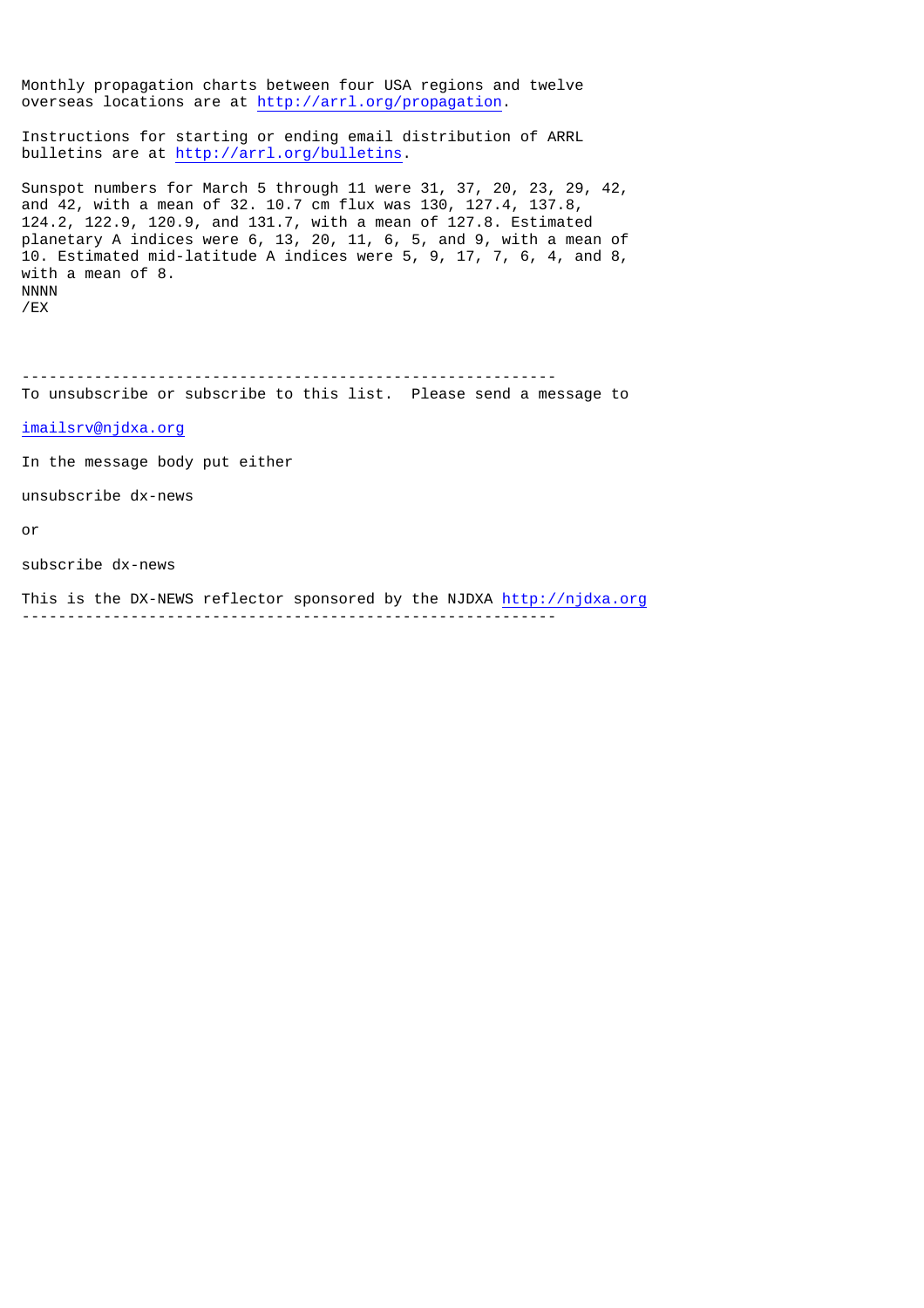Monthly propagation charts between four USA regions and twelve overseas locations are at http://arrl.org/propagation.

Instructions for starting or ending email distribution of ARRL bulletins are at http://arrl.org/bulletins.

Sunspot numbers for March 5 through 11 were 31, 37, 20, 23, 29, 42, and 42, with a mean of 32. 10.7 cm flux was 130, 127.4, 137.8, 124.2, 122.9, 120.9, and 131.7, with a mean of 127.8. Estimated planetary A indices were 6, 13, 20, 11, 6, 5, and 9, with a mean of 10. Estimated mid-latitude A indices were 5, 9, 17, 7, 6, 4, and 8, with a mean of 8.
NNNN
/EX

-----------------------------------------------------------

To unsubscribe or subscribe to this list. Please send a message to

imailsrv@njdxa.org

In the message body put either

unsubscribe dx-news

or

subscribe dx-news

This is the DX-NEWS reflector sponsored by the NJDXA http://njdxa.org

-----------------------------------------------------------